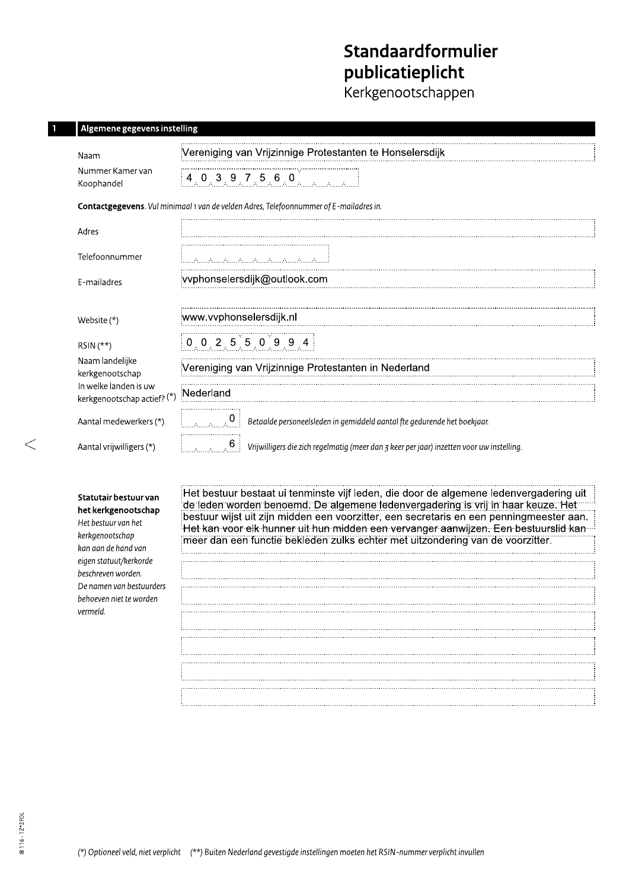# Standaardformulier publicatieplicht

Kerkgenootschappen

## 1 Algemene gegevens instelling

| | |
|---|---|
| Naam | Vereniging van Vrijzinnige Protestanten te Honselersdijk |
| Nummer Kamer van Koophandel | 40397560 |

**Contactgegevens**. *Vul minimaal 1 van de velden Adres, Telefoonnummer of E-mailadres in.*

| | |
|---|---|
| Adres | |
| Telefoonnummer | |
| E-mailadres | vvphonselersdijk@outlook.com |
| Website (*) | www.vvphonselersdijk.nl |
| RSIN (**) | 002550994 |
| Naam landelijke kerkgenootschap | Vereniging van Vrijzinnige Protestanten in Nederland |
| In welke landen is uw kerkgenootschap actief? (*) | Nederland |
| Aantal medewerkers (*) | 0 *Betaalde personeelsleden in gemiddeld aantal fte gedurende het boekjaar.* |
| Aantal vrijwilligers (*) | 6 *Vrijwilligers die zich regelmatig (meer dan 3 keer per jaar) inzetten voor uw instelling.* |

**Statutair bestuur van het kerkgenootschap**

*Het bestuur van het kerkgenootschap kan aan de hand van eigen statuut/kerkorde beschreven worden. De namen van bestuurders behoeven niet te worden vermeld.*

Het bestuur bestaat ui tenminste vijf leden, die door de algemene ledenvergadering uit de leden worden benoemd. De algemene ledenvergadering is vrij in haar keuze. Het bestuur wijst uit zijn midden een voorzitter, een secretaris en een penningmeester aan. Het kan voor elk hunner uit hun midden een vervanger aanwijzen. Een bestuurslid kan meer dan een functie bekleden zulks echter met uitzondering van de voorzitter.

*(*) Optioneel veld, niet verplicht (**) Buiten Nederland gevestigde instellingen moeten het RSIN-nummer verplicht invullen*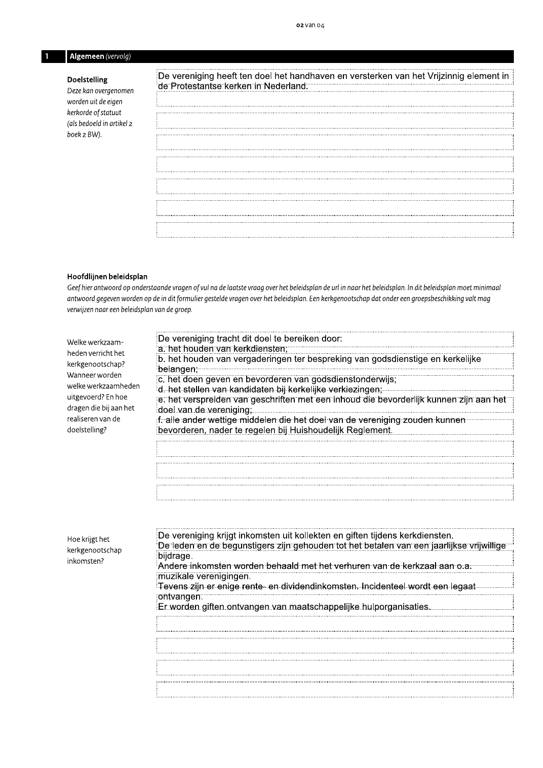## 1 Algemeen *(vervolg)*

**Doelstelling**
*Deze kan overgenomen worden uit de eigen kerkorde of statuut (als bedoeld in artikel 2 boek 2 BW).*

De vereniging heeft ten doel het handhaven en versterken van het Vrijzinnig element in de Protestantse kerken in Nederland.

### Hoofdlijnen beleidsplan

*Geef hier antwoord op onderstaande vragen of vul na de laatste vraag over het beleidsplan de url in naar het beleidsplan. In dit beleidsplan moet minimaal antwoord gegeven worden op de in dit formulier gestelde vragen over het beleidsplan. Een kerkgenootschap dat onder een groepsbeschikking valt mag verwijzen naar een beleidsplan van de groep.*

**Welke werkzaamheden verricht het kerkgenootschap? Wanneer worden welke werkzaamheden uitgevoerd? En hoe dragen die bij aan het realiseren van de doelstelling?**

De vereniging tracht dit doel te bereiken door:
a. het houden van kerkdiensten;
b. het houden van vergaderingen ter bespreking van godsdienstige en kerkelijke belangen;
c. het doen geven en bevorderen van godsdienstonderwijs;
d. het stellen van kandidaten bij kerkelijke verkiezingen;
e. het verspreiden van geschriften met een inhoud die bevorderlijk kunnen zijn aan het doel van de vereniging;
f. alle ander wettige middelen die het doel van de vereniging zouden kunnen bevorderen, nader te regelen bij Huishoudelijk Reglement.

**Hoe krijgt het kerkgenootschap inkomsten?**

De vereniging krijgt inkomsten uit kollekten en giften tijdens kerkdiensten.
De leden en de begunstigers zijn gehouden tot het betalen van een jaarlijkse vrijwillige bijdrage.
Andere inkomsten worden behaald met het verhuren van de kerkzaal aan o.a. muzikale verenigingen.
Tevens zijn er enige rente- en dividendinkomsten. Incidenteel wordt een legaat ontvangen.
Er worden giften ontvangen van maatschappelijke hulporganisaties.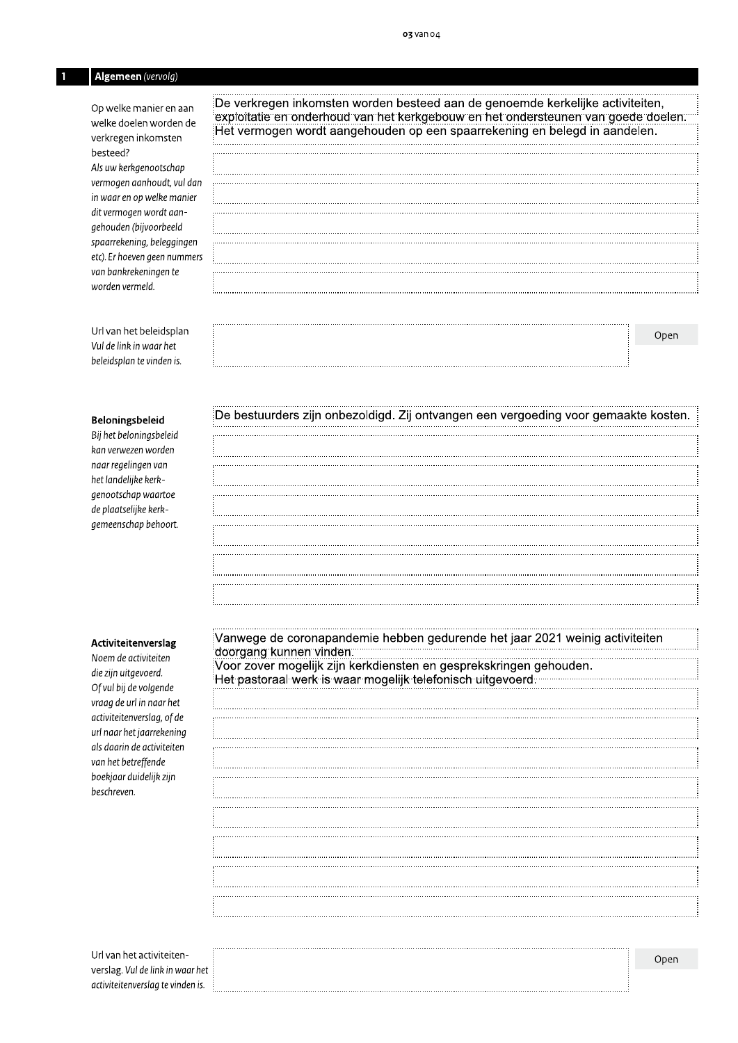## 1 Algemeen *(vervolg)*

Op welke manier en aan welke doelen worden de verkregen inkomsten besteed?
*Als uw kerkgenootschap vermogen aanhoudt, vul dan in waar en op welke manier dit vermogen wordt aangehouden (bijvoorbeeld spaarrekening, beleggingen etc). Er hoeven geen nummers van bankrekeningen te worden vermeld.*

De verkregen inkomsten worden besteed aan de genoemde kerkelijke activiteiten, exploitatie en onderhoud van het kerkgebouw en het ondersteunen van goede doelen. Het vermogen wordt aangehouden op een spaarrekening en belegd in aandelen.

Url van het beleidsplan
*Vul de link in waar het beleidsplan te vinden is.*

Open

**Beloningsbeleid**
*Bij het beloningsbeleid kan verwezen worden naar regelingen van het landelijke kerkgenootschap waartoe de plaatselijke kerkgemeenschap behoort.*

De bestuurders zijn onbezoldigd. Zij ontvangen een vergoeding voor gemaakte kosten.

**Activiteitenverslag**
*Noem de activiteiten die zijn uitgevoerd. Of vul bij de volgende vraag de url in naar het activiteitenverslag, of de url naar het jaarrekening als daarin de activiteiten van het betreffende boekjaar duidelijk zijn beschreven.*

Vanwege de coronapandemie hebben gedurende het jaar 2021 weinig activiteiten doorgang kunnen vinden.
Voor zover mogelijk zijn kerkdiensten en gesprekskringen gehouden.
Het pastoraal werk is waar mogelijk telefonisch uitgevoerd.

Url van het activiteitenverslag. *Vul de link in waar het activiteitenverslag te vinden is.*

Open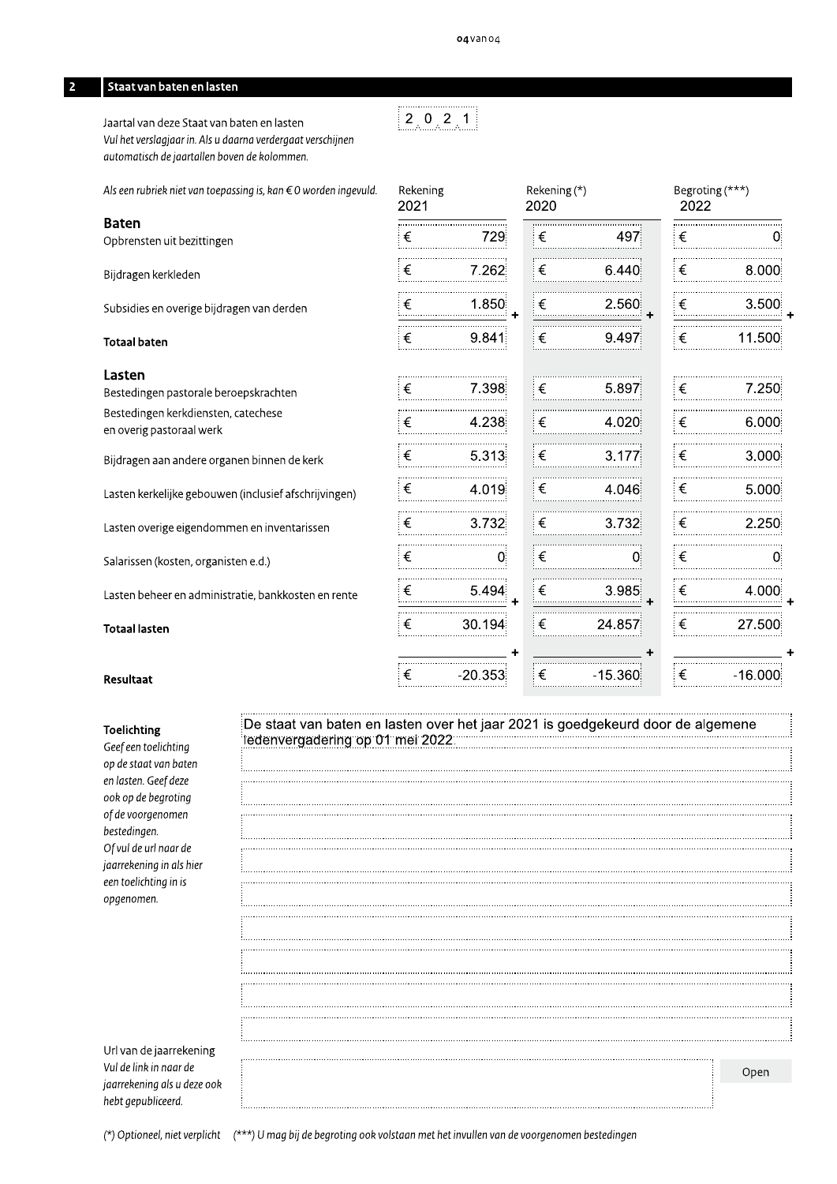## 2 Staat van baten en lasten

Jaartal van deze Staat van baten en lasten: 2021

*Vul het verslagjaar in. Als u daarna verdergaat verschijnen automatisch de jaartallen boven de kolommen.*

*Als een rubriek niet van toepassing is, kan € 0 worden ingevuld.*

| | Rekening 2021 | Rekening (*) 2020 | Begroting (***) 2022 |
|---|---|---|---|
| **Baten** | | | |
| Opbrensten uit bezittingen | € 729 | € 497 | € 0 |
| Bijdragen kerkleden | € 7.262 | € 6.440 | € 8.000 |
| Subsidies en overige bijdragen van derden | € 1.850 | € 2.560 | € 3.500 |
| **Totaal baten** | € 9.841 | € 9.497 | € 11.500 |
| **Lasten** | | | |
| Bestedingen pastorale beroepskrachten | € 7.398 | € 5.897 | € 7.250 |
| Bestedingen kerkdiensten, catechese en overig pastoraal werk | € 4.238 | € 4.020 | € 6.000 |
| Bijdragen aan andere organen binnen de kerk | € 5.313 | € 3.177 | € 3.000 |
| Lasten kerkelijke gebouwen (inclusief afschrijvingen) | € 4.019 | € 4.046 | € 5.000 |
| Lasten overige eigendommen en inventarissen | € 3.732 | € 3.732 | € 2.250 |
| Salarissen (kosten, organisten e.d.) | € 0 | € 0 | € 0 |
| Lasten beheer en administratie, bankkosten en rente | € 5.494 | € 3.985 | € 4.000 |
| **Totaal lasten** | € 30.194 | € 24.857 | € 27.500 |
| **Resultaat** | € -20.353 | € -15.360 | € -16.000 |

**Toelichting**

*Geef een toelichting op de staat van baten en lasten. Geef deze ook op de begroting of de voorgenomen bestedingen. Of vul de url naar de jaarrekening in als hier een toelichting in is opgenomen.*

De staat van baten en lasten over het jaar 2021 is goedgekeurd door de algemene ledenvergadering op 01 mei 2022.

Url van de jaarrekening

*Vul de link in naar de jaarrekening als u deze ook hebt gepubliceerd.*

Open

*(*) Optioneel, niet verplicht (***) U mag bij de begroting ook volstaan met het invullen van de voorgenomen bestedingen*